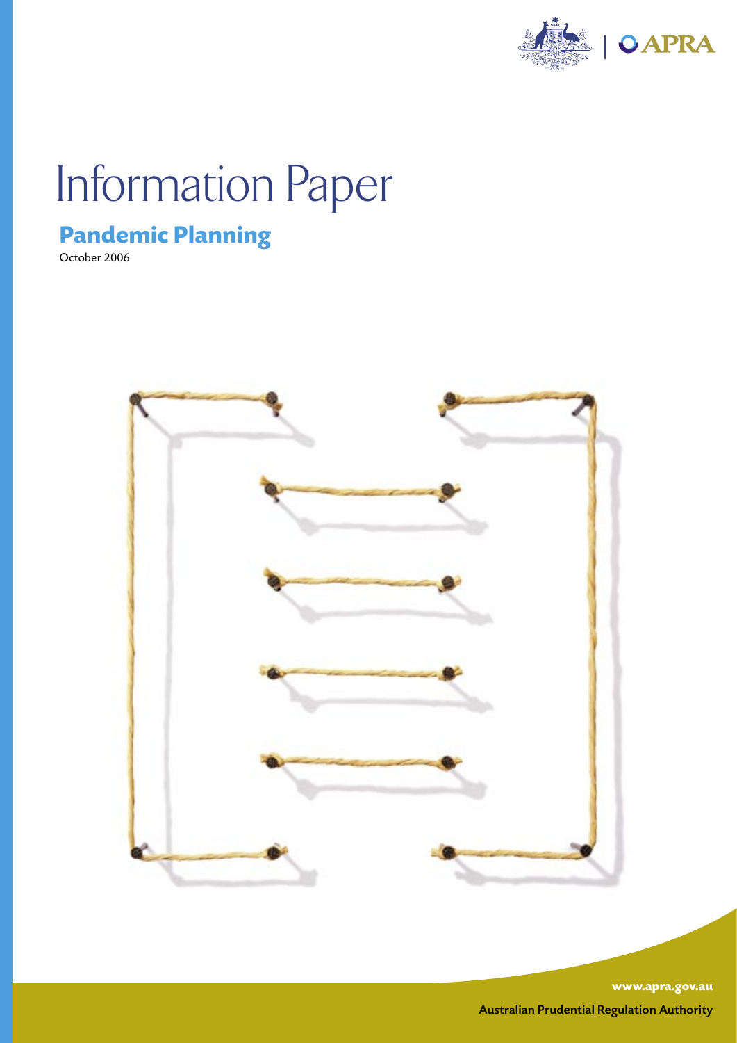APRA

# Information Paper

## Pandemic Planning

October 2006

www.apra.gov.au

Australian Prudential Regulation Authority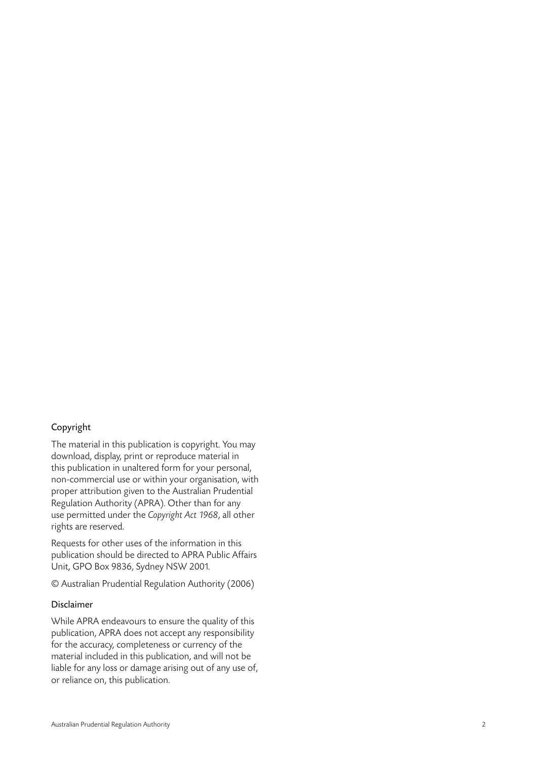## Copyright

The material in this publication is copyright. You may download, display, print or reproduce material in this publication in unaltered form for your personal, non-commercial use or within your organisation, with proper attribution given to the Australian Prudential Regulation Authority (APRA). Other than for any use permitted under the *Copyright Act 1968*, all other rights are reserved.

Requests for other uses of the information in this publication should be directed to APRA Public Affairs Unit, GPO Box 9836, Sydney NSW 2001.

© Australian Prudential Regulation Authority (2006)

## Disclaimer

While APRA endeavours to ensure the quality of this publication, APRA does not accept any responsibility for the accuracy, completeness or currency of the material included in this publication, and will not be liable for any loss or damage arising out of any use of, or reliance on, this publication.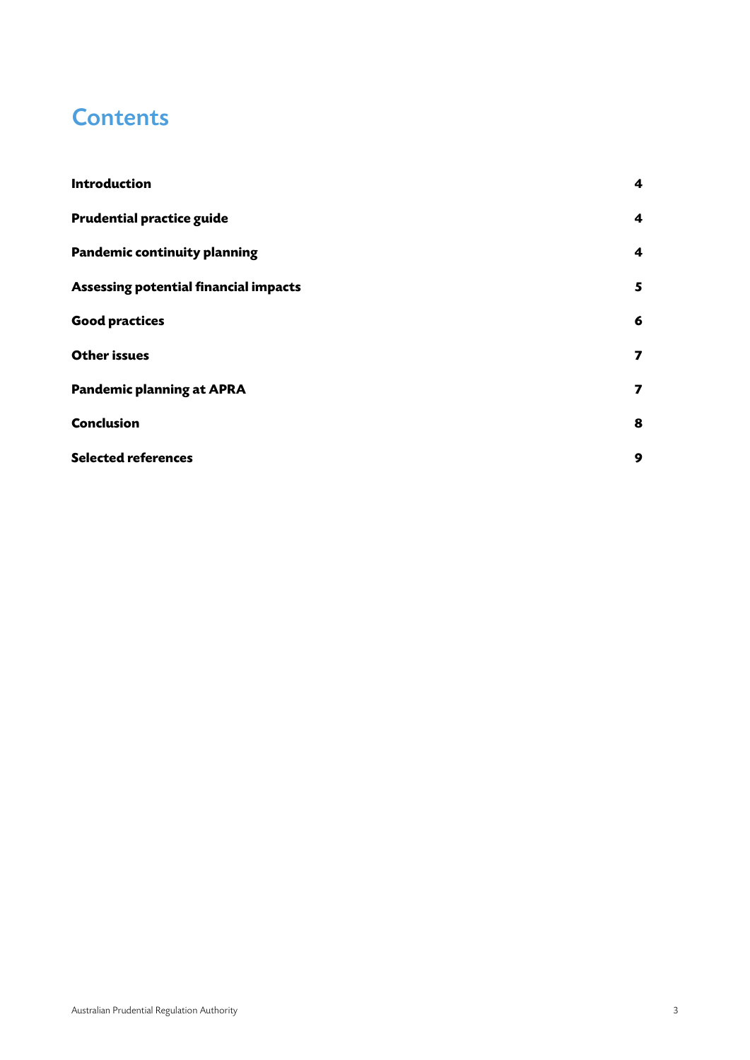# Contents

| | |
|---|---|
| **Introduction** | **4** |
| **Prudential practice guide** | **4** |
| **Pandemic continuity planning** | **4** |
| **Assessing potential financial impacts** | **5** |
| **Good practices** | **6** |
| **Other issues** | **7** |
| **Pandemic planning at APRA** | **7** |
| **Conclusion** | **8** |
| **Selected references** | **9** |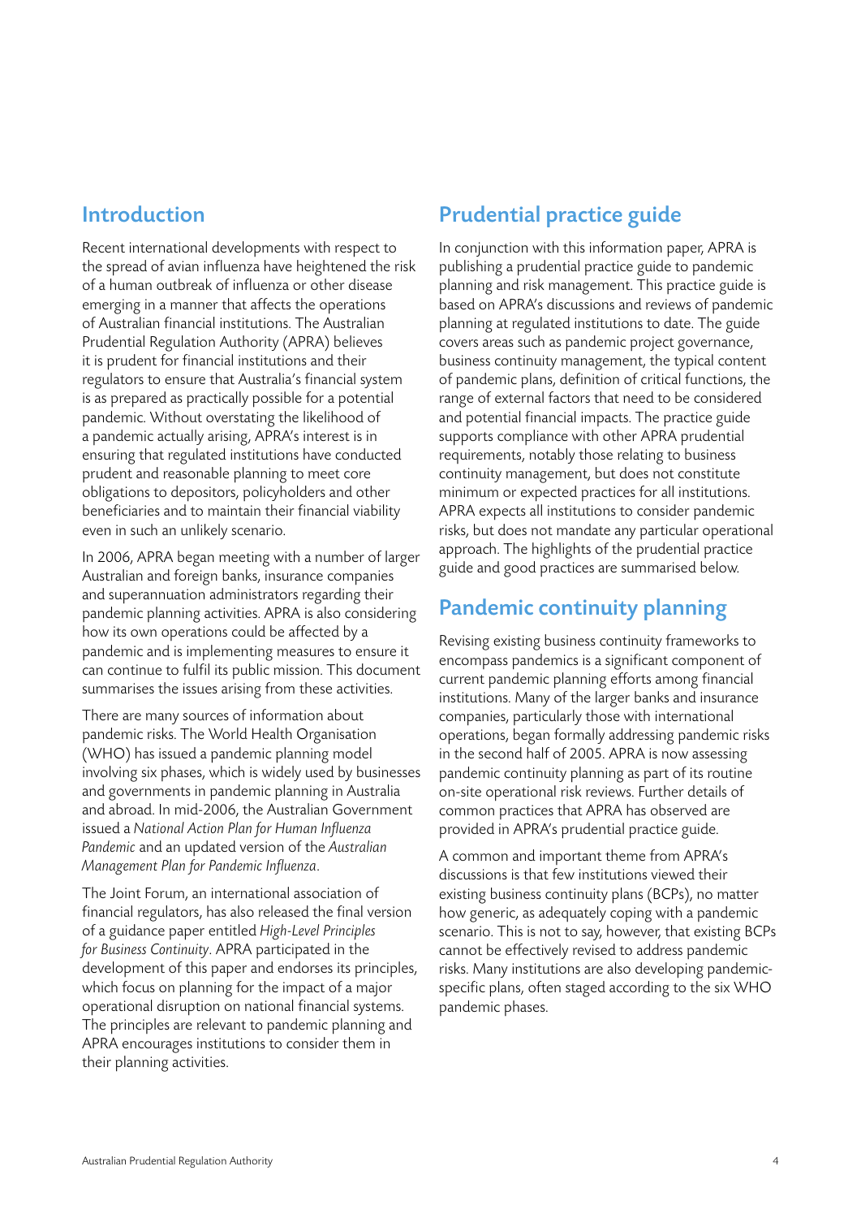## Introduction

Recent international developments with respect to the spread of avian influenza have heightened the risk of a human outbreak of influenza or other disease emerging in a manner that affects the operations of Australian financial institutions. The Australian Prudential Regulation Authority (APRA) believes it is prudent for financial institutions and their regulators to ensure that Australia's financial system is as prepared as practically possible for a potential pandemic. Without overstating the likelihood of a pandemic actually arising, APRA's interest is in ensuring that regulated institutions have conducted prudent and reasonable planning to meet core obligations to depositors, policyholders and other beneficiaries and to maintain their financial viability even in such an unlikely scenario.

In 2006, APRA began meeting with a number of larger Australian and foreign banks, insurance companies and superannuation administrators regarding their pandemic planning activities. APRA is also considering how its own operations could be affected by a pandemic and is implementing measures to ensure it can continue to fulfil its public mission. This document summarises the issues arising from these activities.

There are many sources of information about pandemic risks. The World Health Organisation (WHO) has issued a pandemic planning model involving six phases, which is widely used by businesses and governments in pandemic planning in Australia and abroad. In mid-2006, the Australian Government issued a *National Action Plan for Human Influenza Pandemic* and an updated version of the *Australian Management Plan for Pandemic Influenza*.

The Joint Forum, an international association of financial regulators, has also released the final version of a guidance paper entitled *High-Level Principles for Business Continuity*. APRA participated in the development of this paper and endorses its principles, which focus on planning for the impact of a major operational disruption on national financial systems. The principles are relevant to pandemic planning and APRA encourages institutions to consider them in their planning activities.

## Prudential practice guide

In conjunction with this information paper, APRA is publishing a prudential practice guide to pandemic planning and risk management. This practice guide is based on APRA's discussions and reviews of pandemic planning at regulated institutions to date. The guide covers areas such as pandemic project governance, business continuity management, the typical content of pandemic plans, definition of critical functions, the range of external factors that need to be considered and potential financial impacts. The practice guide supports compliance with other APRA prudential requirements, notably those relating to business continuity management, but does not constitute minimum or expected practices for all institutions. APRA expects all institutions to consider pandemic risks, but does not mandate any particular operational approach. The highlights of the prudential practice guide and good practices are summarised below.

## Pandemic continuity planning

Revising existing business continuity frameworks to encompass pandemics is a significant component of current pandemic planning efforts among financial institutions. Many of the larger banks and insurance companies, particularly those with international operations, began formally addressing pandemic risks in the second half of 2005. APRA is now assessing pandemic continuity planning as part of its routine on-site operational risk reviews. Further details of common practices that APRA has observed are provided in APRA's prudential practice guide.

A common and important theme from APRA's discussions is that few institutions viewed their existing business continuity plans (BCPs), no matter how generic, as adequately coping with a pandemic scenario. This is not to say, however, that existing BCPs cannot be effectively revised to address pandemic risks. Many institutions are also developing pandemic-specific plans, often staged according to the six WHO pandemic phases.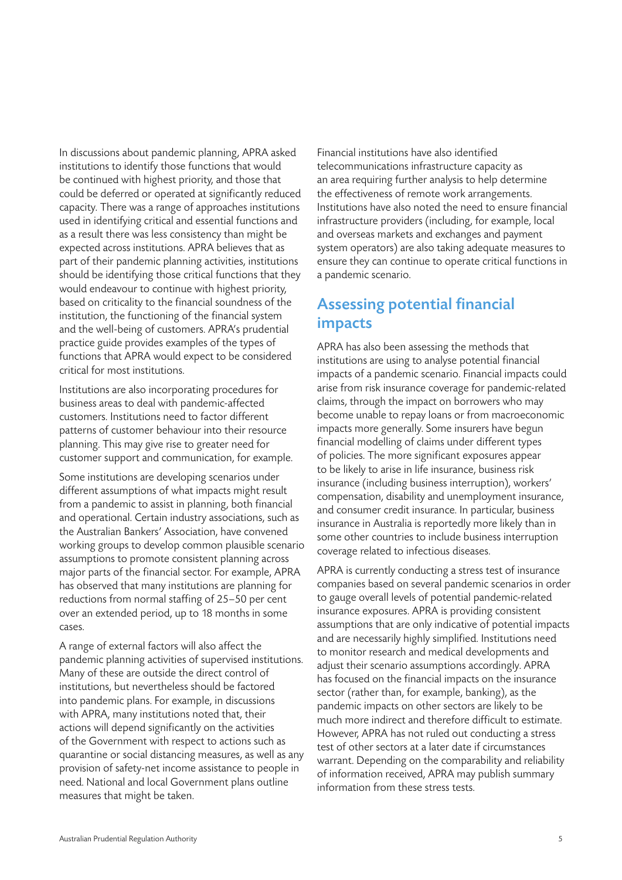In discussions about pandemic planning, APRA asked institutions to identify those functions that would be continued with highest priority, and those that could be deferred or operated at significantly reduced capacity. There was a range of approaches institutions used in identifying critical and essential functions and as a result there was less consistency than might be expected across institutions. APRA believes that as part of their pandemic planning activities, institutions should be identifying those critical functions that they would endeavour to continue with highest priority, based on criticality to the financial soundness of the institution, the functioning of the financial system and the well-being of customers. APRA's prudential practice guide provides examples of the types of functions that APRA would expect to be considered critical for most institutions.

Institutions are also incorporating procedures for business areas to deal with pandemic-affected customers. Institutions need to factor different patterns of customer behaviour into their resource planning. This may give rise to greater need for customer support and communication, for example.

Some institutions are developing scenarios under different assumptions of what impacts might result from a pandemic to assist in planning, both financial and operational. Certain industry associations, such as the Australian Bankers' Association, have convened working groups to develop common plausible scenario assumptions to promote consistent planning across major parts of the financial sector. For example, APRA has observed that many institutions are planning for reductions from normal staffing of 25–50 per cent over an extended period, up to 18 months in some cases.

A range of external factors will also affect the pandemic planning activities of supervised institutions. Many of these are outside the direct control of institutions, but nevertheless should be factored into pandemic plans. For example, in discussions with APRA, many institutions noted that, their actions will depend significantly on the activities of the Government with respect to actions such as quarantine or social distancing measures, as well as any provision of safety-net income assistance to people in need. National and local Government plans outline measures that might be taken.

Financial institutions have also identified telecommunications infrastructure capacity as an area requiring further analysis to help determine the effectiveness of remote work arrangements. Institutions have also noted the need to ensure financial infrastructure providers (including, for example, local and overseas markets and exchanges and payment system operators) are also taking adequate measures to ensure they can continue to operate critical functions in a pandemic scenario.

## Assessing potential financial impacts

APRA has also been assessing the methods that institutions are using to analyse potential financial impacts of a pandemic scenario. Financial impacts could arise from risk insurance coverage for pandemic-related claims, through the impact on borrowers who may become unable to repay loans or from macroeconomic impacts more generally. Some insurers have begun financial modelling of claims under different types of policies. The more significant exposures appear to be likely to arise in life insurance, business risk insurance (including business interruption), workers' compensation, disability and unemployment insurance, and consumer credit insurance. In particular, business insurance in Australia is reportedly more likely than in some other countries to include business interruption coverage related to infectious diseases.

APRA is currently conducting a stress test of insurance companies based on several pandemic scenarios in order to gauge overall levels of potential pandemic-related insurance exposures. APRA is providing consistent assumptions that are only indicative of potential impacts and are necessarily highly simplified. Institutions need to monitor research and medical developments and adjust their scenario assumptions accordingly. APRA has focused on the financial impacts on the insurance sector (rather than, for example, banking), as the pandemic impacts on other sectors are likely to be much more indirect and therefore difficult to estimate. However, APRA has not ruled out conducting a stress test of other sectors at a later date if circumstances warrant. Depending on the comparability and reliability of information received, APRA may publish summary information from these stress tests.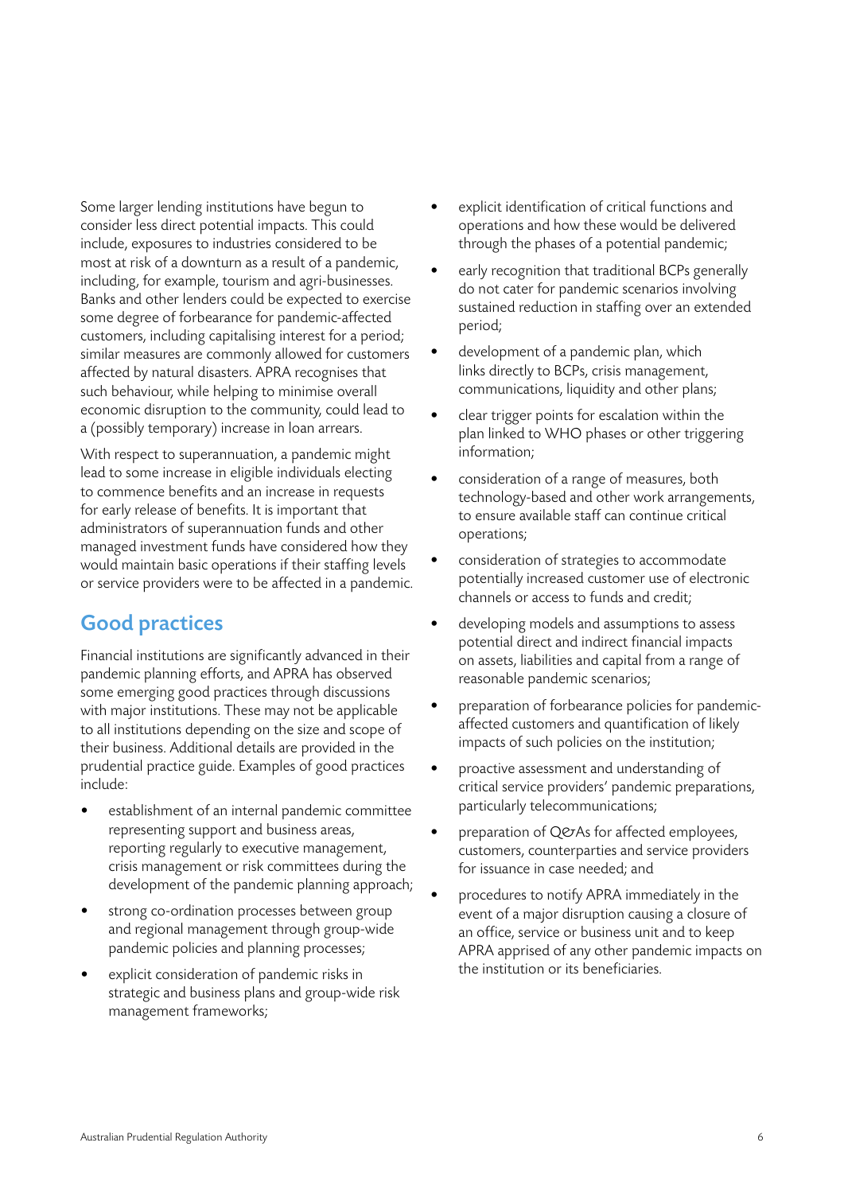Some larger lending institutions have begun to consider less direct potential impacts. This could include, exposures to industries considered to be most at risk of a downturn as a result of a pandemic, including, for example, tourism and agri-businesses. Banks and other lenders could be expected to exercise some degree of forbearance for pandemic-affected customers, including capitalising interest for a period; similar measures are commonly allowed for customers affected by natural disasters. APRA recognises that such behaviour, while helping to minimise overall economic disruption to the community, could lead to a (possibly temporary) increase in loan arrears.

With respect to superannuation, a pandemic might lead to some increase in eligible individuals electing to commence benefits and an increase in requests for early release of benefits. It is important that administrators of superannuation funds and other managed investment funds have considered how they would maintain basic operations if their staffing levels or service providers were to be affected in a pandemic.

## Good practices

Financial institutions are significantly advanced in their pandemic planning efforts, and APRA has observed some emerging good practices through discussions with major institutions. These may not be applicable to all institutions depending on the size and scope of their business. Additional details are provided in the prudential practice guide. Examples of good practices include:

- establishment of an internal pandemic committee representing support and business areas, reporting regularly to executive management, crisis management or risk committees during the development of the pandemic planning approach;
- strong co-ordination processes between group and regional management through group-wide pandemic policies and planning processes;
- explicit consideration of pandemic risks in strategic and business plans and group-wide risk management frameworks;
- explicit identification of critical functions and operations and how these would be delivered through the phases of a potential pandemic;
- early recognition that traditional BCPs generally do not cater for pandemic scenarios involving sustained reduction in staffing over an extended period;
- development of a pandemic plan, which links directly to BCPs, crisis management, communications, liquidity and other plans;
- clear trigger points for escalation within the plan linked to WHO phases or other triggering information;
- consideration of a range of measures, both technology-based and other work arrangements, to ensure available staff can continue critical operations;
- consideration of strategies to accommodate potentially increased customer use of electronic channels or access to funds and credit;
- developing models and assumptions to assess potential direct and indirect financial impacts on assets, liabilities and capital from a range of reasonable pandemic scenarios;
- preparation of forbearance policies for pandemic-affected customers and quantification of likely impacts of such policies on the institution;
- proactive assessment and understanding of critical service providers' pandemic preparations, particularly telecommunications;
- preparation of Q&As for affected employees, customers, counterparties and service providers for issuance in case needed; and
- procedures to notify APRA immediately in the event of a major disruption causing a closure of an office, service or business unit and to keep APRA apprised of any other pandemic impacts on the institution or its beneficiaries.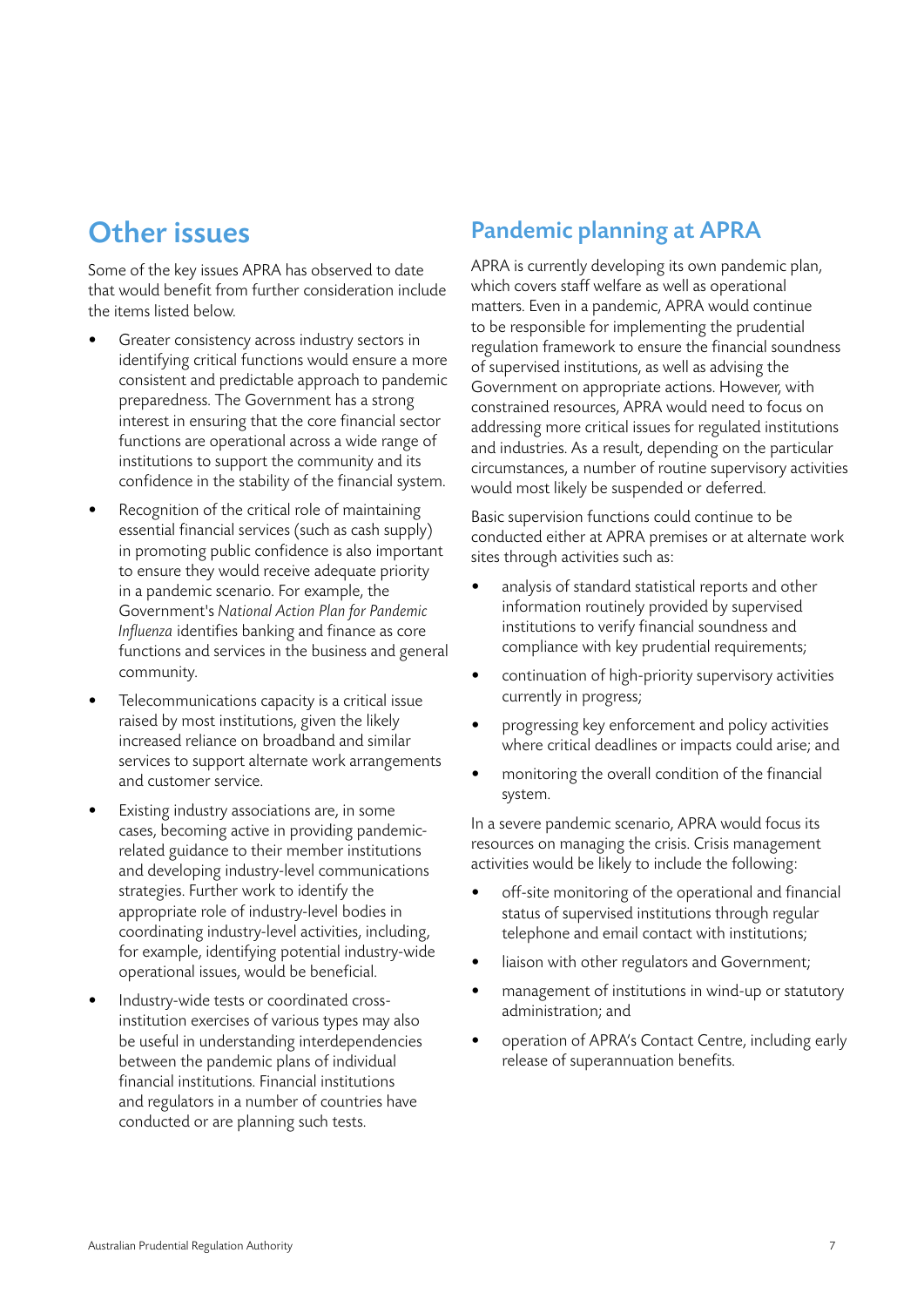## Other issues

Some of the key issues APRA has observed to date that would benefit from further consideration include the items listed below.

- Greater consistency across industry sectors in identifying critical functions would ensure a more consistent and predictable approach to pandemic preparedness. The Government has a strong interest in ensuring that the core financial sector functions are operational across a wide range of institutions to support the community and its confidence in the stability of the financial system.
- Recognition of the critical role of maintaining essential financial services (such as cash supply) in promoting public confidence is also important to ensure they would receive adequate priority in a pandemic scenario. For example, the Government's *National Action Plan for Pandemic Influenza* identifies banking and finance as core functions and services in the business and general community.
- Telecommunications capacity is a critical issue raised by most institutions, given the likely increased reliance on broadband and similar services to support alternate work arrangements and customer service.
- Existing industry associations are, in some cases, becoming active in providing pandemic-related guidance to their member institutions and developing industry-level communications strategies. Further work to identify the appropriate role of industry-level bodies in coordinating industry-level activities, including, for example, identifying potential industry-wide operational issues, would be beneficial.
- Industry-wide tests or coordinated cross-institution exercises of various types may also be useful in understanding interdependencies between the pandemic plans of individual financial institutions. Financial institutions and regulators in a number of countries have conducted or are planning such tests.

## Pandemic planning at APRA

APRA is currently developing its own pandemic plan, which covers staff welfare as well as operational matters. Even in a pandemic, APRA would continue to be responsible for implementing the prudential regulation framework to ensure the financial soundness of supervised institutions, as well as advising the Government on appropriate actions. However, with constrained resources, APRA would need to focus on addressing more critical issues for regulated institutions and industries. As a result, depending on the particular circumstances, a number of routine supervisory activities would most likely be suspended or deferred.

Basic supervision functions could continue to be conducted either at APRA premises or at alternate work sites through activities such as:

- analysis of standard statistical reports and other information routinely provided by supervised institutions to verify financial soundness and compliance with key prudential requirements;
- continuation of high-priority supervisory activities currently in progress;
- progressing key enforcement and policy activities where critical deadlines or impacts could arise; and
- monitoring the overall condition of the financial system.

In a severe pandemic scenario, APRA would focus its resources on managing the crisis. Crisis management activities would be likely to include the following:

- off-site monitoring of the operational and financial status of supervised institutions through regular telephone and email contact with institutions;
- liaison with other regulators and Government;
- management of institutions in wind-up or statutory administration; and
- operation of APRA's Contact Centre, including early release of superannuation benefits.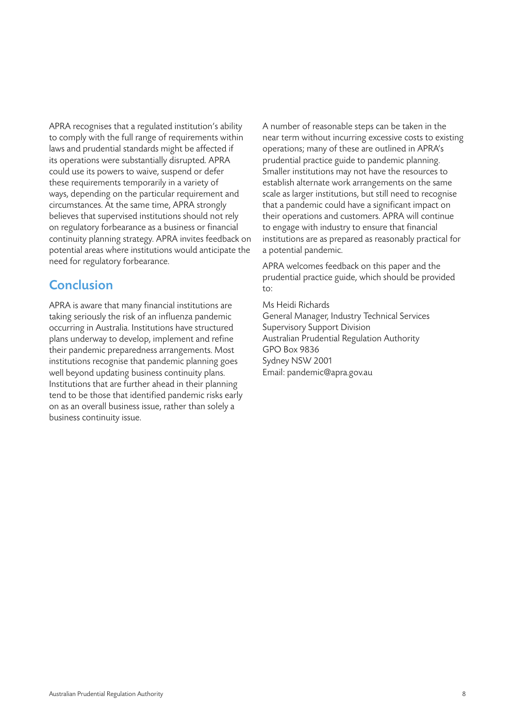APRA recognises that a regulated institution's ability to comply with the full range of requirements within laws and prudential standards might be affected if its operations were substantially disrupted. APRA could use its powers to waive, suspend or defer these requirements temporarily in a variety of ways, depending on the particular requirement and circumstances. At the same time, APRA strongly believes that supervised institutions should not rely on regulatory forbearance as a business or financial continuity planning strategy. APRA invites feedback on potential areas where institutions would anticipate the need for regulatory forbearance.

## Conclusion

APRA is aware that many financial institutions are taking seriously the risk of an influenza pandemic occurring in Australia. Institutions have structured plans underway to develop, implement and refine their pandemic preparedness arrangements. Most institutions recognise that pandemic planning goes well beyond updating business continuity plans. Institutions that are further ahead in their planning tend to be those that identified pandemic risks early on as an overall business issue, rather than solely a business continuity issue.

A number of reasonable steps can be taken in the near term without incurring excessive costs to existing operations; many of these are outlined in APRA's prudential practice guide to pandemic planning. Smaller institutions may not have the resources to establish alternate work arrangements on the same scale as larger institutions, but still need to recognise that a pandemic could have a significant impact on their operations and customers. APRA will continue to engage with industry to ensure that financial institutions are as prepared as reasonably practical for a potential pandemic.

APRA welcomes feedback on this paper and the prudential practice guide, which should be provided to:

Ms Heidi Richards
General Manager, Industry Technical Services
Supervisory Support Division
Australian Prudential Regulation Authority
GPO Box 9836
Sydney NSW 2001
Email: pandemic@apra.gov.au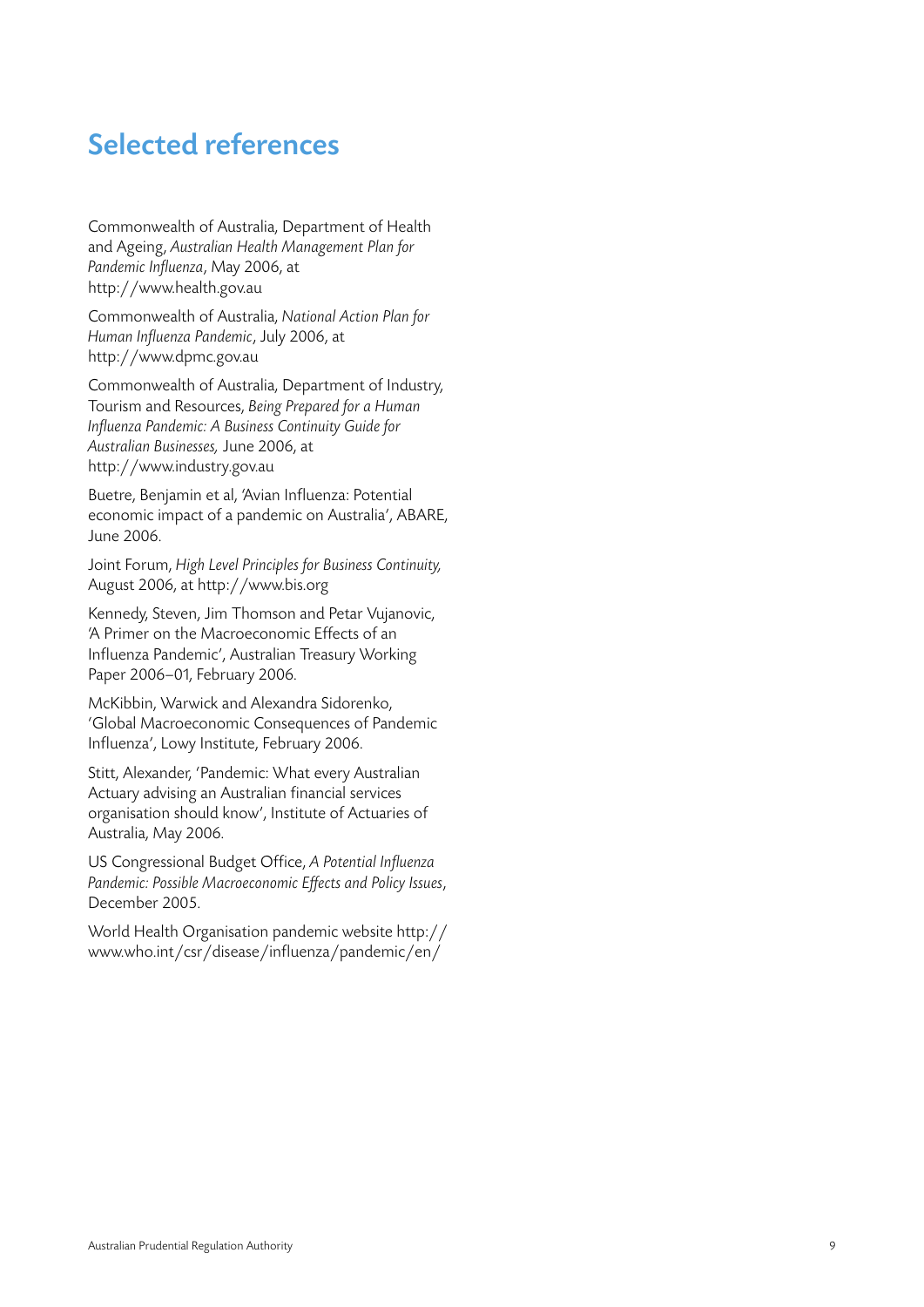# Selected references

Commonwealth of Australia, Department of Health and Ageing, *Australian Health Management Plan for Pandemic Influenza*, May 2006, at http://www.health.gov.au

Commonwealth of Australia, *National Action Plan for Human Influenza Pandemic*, July 2006, at http://www.dpmc.gov.au

Commonwealth of Australia, Department of Industry, Tourism and Resources, *Being Prepared for a Human Influenza Pandemic: A Business Continuity Guide for Australian Businesses,* June 2006, at http://www.industry.gov.au

Buetre, Benjamin et al, 'Avian Influenza: Potential economic impact of a pandemic on Australia', ABARE, June 2006.

Joint Forum, *High Level Principles for Business Continuity,* August 2006, at http://www.bis.org

Kennedy, Steven, Jim Thomson and Petar Vujanovic, 'A Primer on the Macroeconomic Effects of an Influenza Pandemic', Australian Treasury Working Paper 2006–01, February 2006.

McKibbin, Warwick and Alexandra Sidorenko, 'Global Macroeconomic Consequences of Pandemic Influenza', Lowy Institute, February 2006.

Stitt, Alexander, 'Pandemic: What every Australian Actuary advising an Australian financial services organisation should know', Institute of Actuaries of Australia, May 2006.

US Congressional Budget Office, *A Potential Influenza Pandemic: Possible Macroeconomic Effects and Policy Issues*, December 2005.

World Health Organisation pandemic website http://www.who.int/csr/disease/influenza/pandemic/en/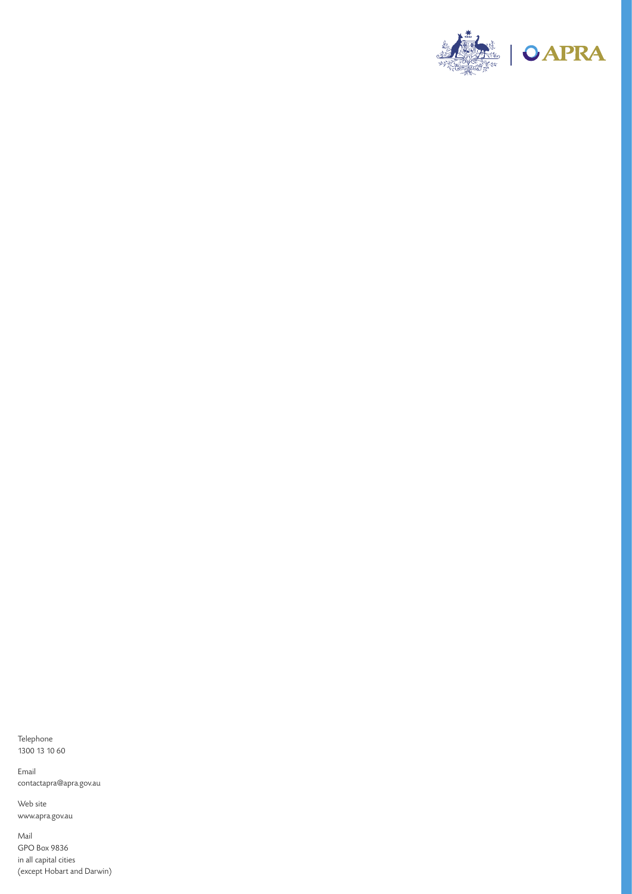Telephone
1300 13 10 60

Email
contactapra@apra.gov.au

Web site
www.apra.gov.au

Mail
GPO Box 9836
in all capital cities
(except Hobart and Darwin)